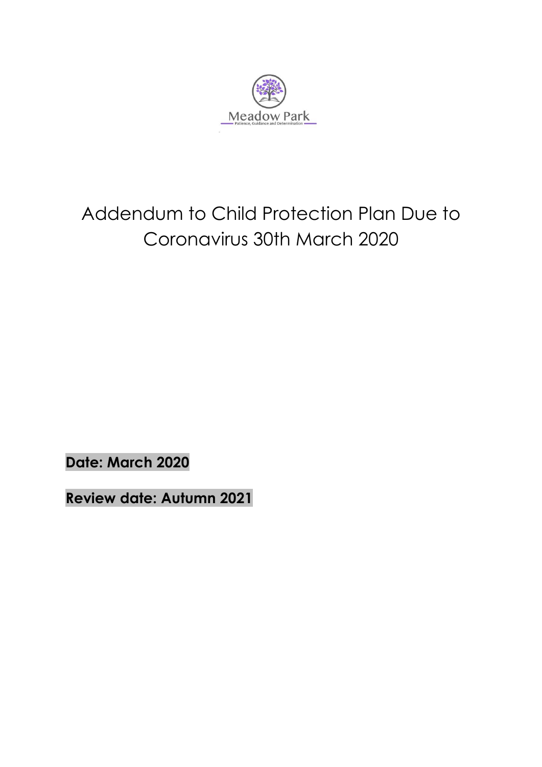Meadow Park

Patience, Guidance and Determination

# Addendum to Child Protection Plan Due to Coronavirus 30th March 2020

**Date: March 2020**

**Review date: Autumn 2021**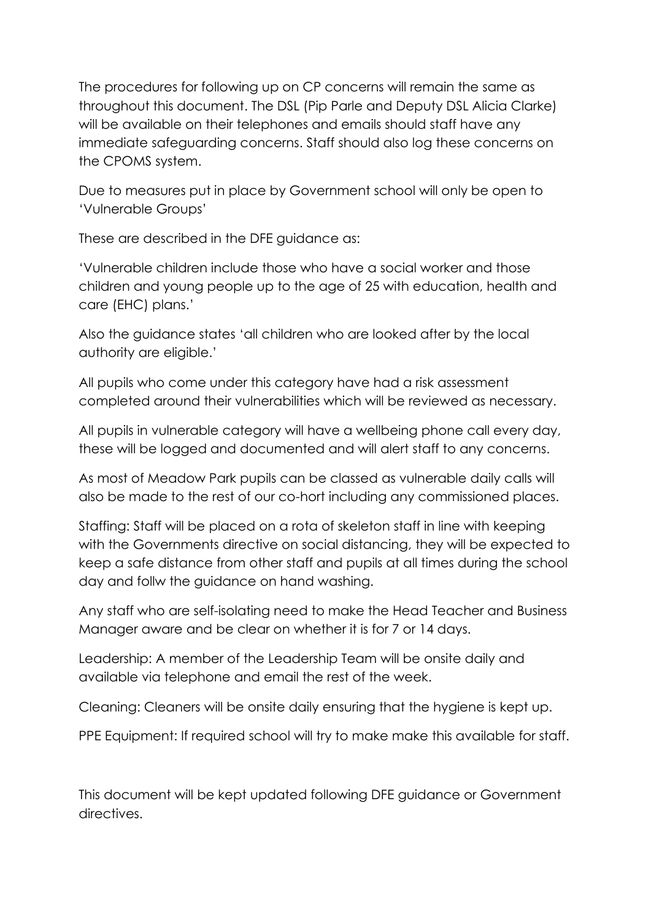The procedures for following up on CP concerns will remain the same as throughout this document. The DSL (Pip Parle and Deputy DSL Alicia Clarke) will be available on their telephones and emails should staff have any immediate safeguarding concerns. Staff should also log these concerns on the CPOMS system.

Due to measures put in place by Government school will only be open to 'Vulnerable Groups'

These are described in the DFE guidance as:

'Vulnerable children include those who have a social worker and those children and young people up to the age of 25 with education, health and care (EHC) plans.'

Also the guidance states 'all children who are looked after by the local authority are eligible.'

All pupils who come under this category have had a risk assessment completed around their vulnerabilities which will be reviewed as necessary.

All pupils in vulnerable category will have a wellbeing phone call every day, these will be logged and documented and will alert staff to any concerns.

As most of Meadow Park pupils can be classed as vulnerable daily calls will also be made to the rest of our co-hort including any commissioned places.

Staffing: Staff will be placed on a rota of skeleton staff in line with keeping with the Governments directive on social distancing, they will be expected to keep a safe distance from other staff and pupils at all times during the school day and follw the guidance on hand washing.

Any staff who are self-isolating need to make the Head Teacher and Business Manager aware and be clear on whether it is for 7 or 14 days.

Leadership: A member of the Leadership Team will be onsite daily and available via telephone and email the rest of the week.

Cleaning: Cleaners will be onsite daily ensuring that the hygiene is kept up.

PPE Equipment: If required school will try to make make this available for staff.

This document will be kept updated following DFE guidance or Government directives.